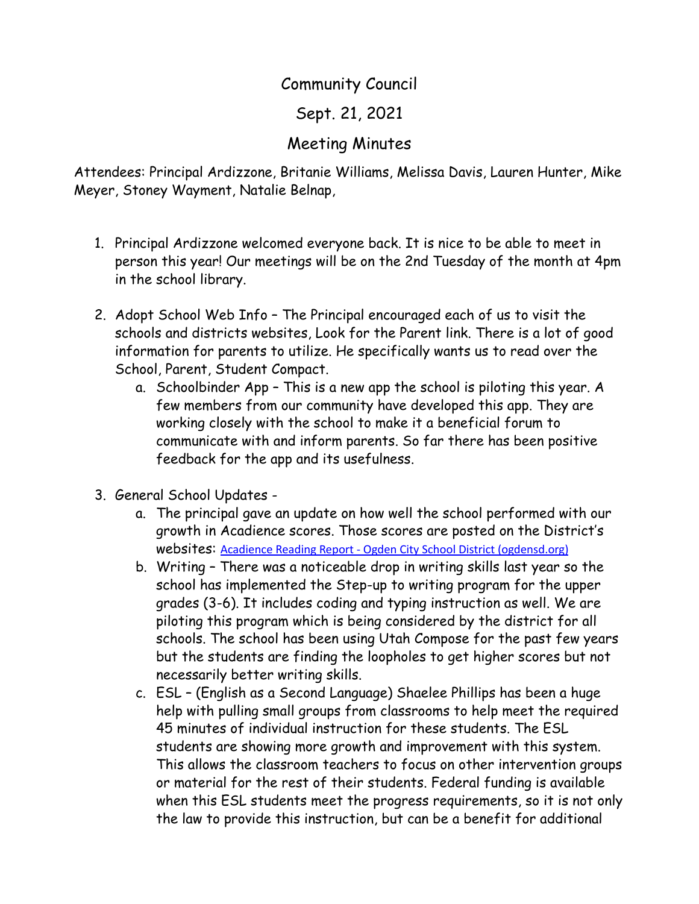# Community Council

## Sept. 21, 2021

## Meeting Minutes

Attendees: Principal Ardizzone, Britanie Williams, Melissa Davis, Lauren Hunter, Mike Meyer, Stoney Wayment, Natalie Belnap,

1. Principal Ardizzone welcomed everyone back. It is nice to be able to meet in person this year! Our meetings will be on the 2nd Tuesday of the month at 4pm in the school library.

2. Adopt School Web Info – The Principal encouraged each of us to visit the schools and districts websites, Look for the Parent link. There is a lot of good information for parents to utilize. He specifically wants us to read over the School, Parent, Student Compact.
   a. Schoolbinder App – This is a new app the school is piloting this year. A few members from our community have developed this app. They are working closely with the school to make it a beneficial forum to communicate with and inform parents. So far there has been positive feedback for the app and its usefulness.

3. General School Updates -
   a. The principal gave an update on how well the school performed with our growth in Acadience scores. Those scores are posted on the District's websites: Acadience Reading Report - Ogden City School District (ogdensd.org)
   b. Writing – There was a noticeable drop in writing skills last year so the school has implemented the Step-up to writing program for the upper grades (3-6). It includes coding and typing instruction as well. We are piloting this program which is being considered by the district for all schools. The school has been using Utah Compose for the past few years but the students are finding the loopholes to get higher scores but not necessarily better writing skills.
   c. ESL – (English as a Second Language) Shaelee Phillips has been a huge help with pulling small groups from classrooms to help meet the required 45 minutes of individual instruction for these students. The ESL students are showing more growth and improvement with this system. This allows the classroom teachers to focus on other intervention groups or material for the rest of their students. Federal funding is available when this ESL students meet the progress requirements, so it is not only the law to provide this instruction, but can be a benefit for additional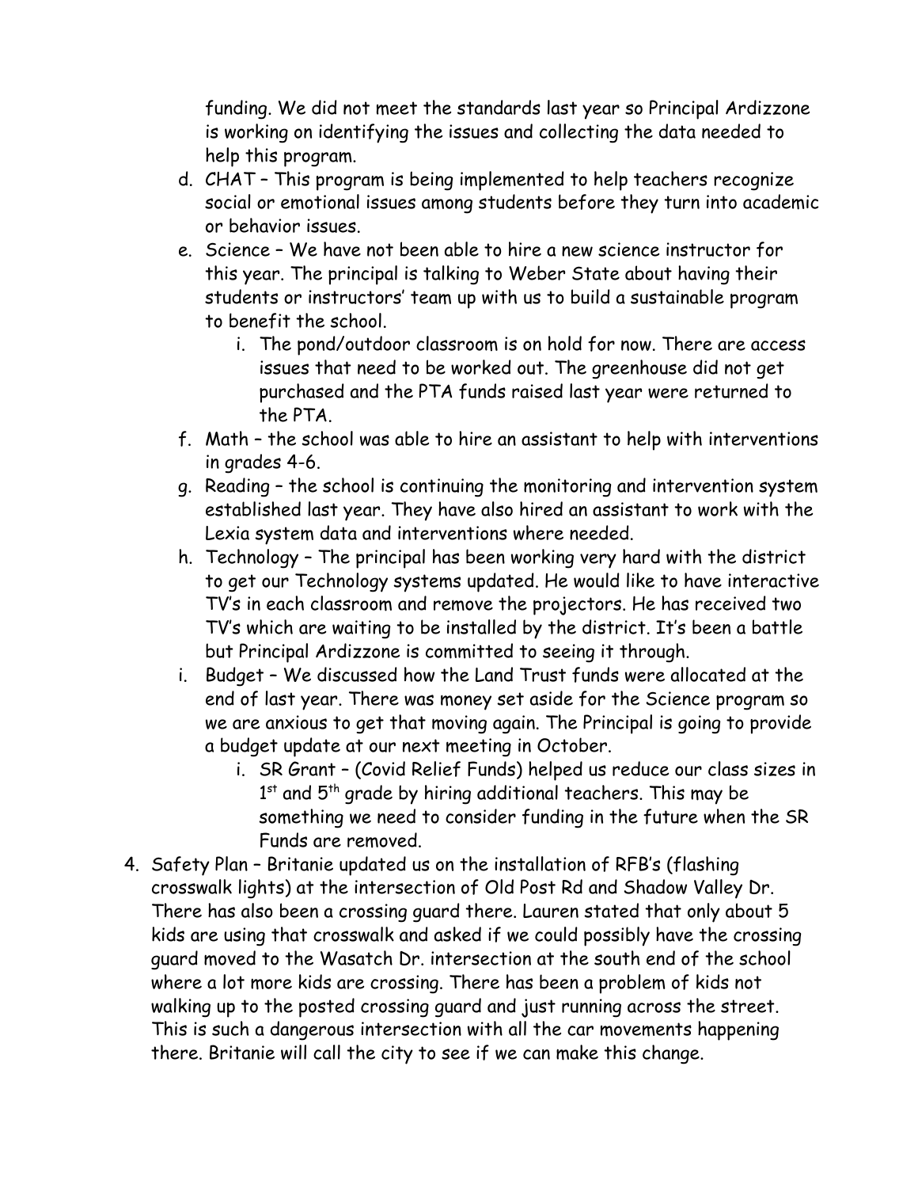funding. We did not meet the standards last year so Principal Ardizzone is working on identifying the issues and collecting the data needed to help this program.

d. CHAT – This program is being implemented to help teachers recognize social or emotional issues among students before they turn into academic or behavior issues.

e. Science – We have not been able to hire a new science instructor for this year. The principal is talking to Weber State about having their students or instructors' team up with us to build a sustainable program to benefit the school.

   i. The pond/outdoor classroom is on hold for now. There are access issues that need to be worked out. The greenhouse did not get purchased and the PTA funds raised last year were returned to the PTA.

f. Math – the school was able to hire an assistant to help with interventions in grades 4-6.

g. Reading – the school is continuing the monitoring and intervention system established last year. They have also hired an assistant to work with the Lexia system data and interventions where needed.

h. Technology – The principal has been working very hard with the district to get our Technology systems updated. He would like to have interactive TV's in each classroom and remove the projectors. He has received two TV's which are waiting to be installed by the district. It's been a battle but Principal Ardizzone is committed to seeing it through.

i. Budget – We discussed how the Land Trust funds were allocated at the end of last year. There was money set aside for the Science program so we are anxious to get that moving again. The Principal is going to provide a budget update at our next meeting in October.

   i. SR Grant – (Covid Relief Funds) helped us reduce our class sizes in 1st and 5th grade by hiring additional teachers. This may be something we need to consider funding in the future when the SR Funds are removed.

4. Safety Plan – Britanie updated us on the installation of RFB's (flashing crosswalk lights) at the intersection of Old Post Rd and Shadow Valley Dr. There has also been a crossing guard there. Lauren stated that only about 5 kids are using that crosswalk and asked if we could possibly have the crossing guard moved to the Wasatch Dr. intersection at the south end of the school where a lot more kids are crossing. There has been a problem of kids not walking up to the posted crossing guard and just running across the street. This is such a dangerous intersection with all the car movements happening there. Britanie will call the city to see if we can make this change.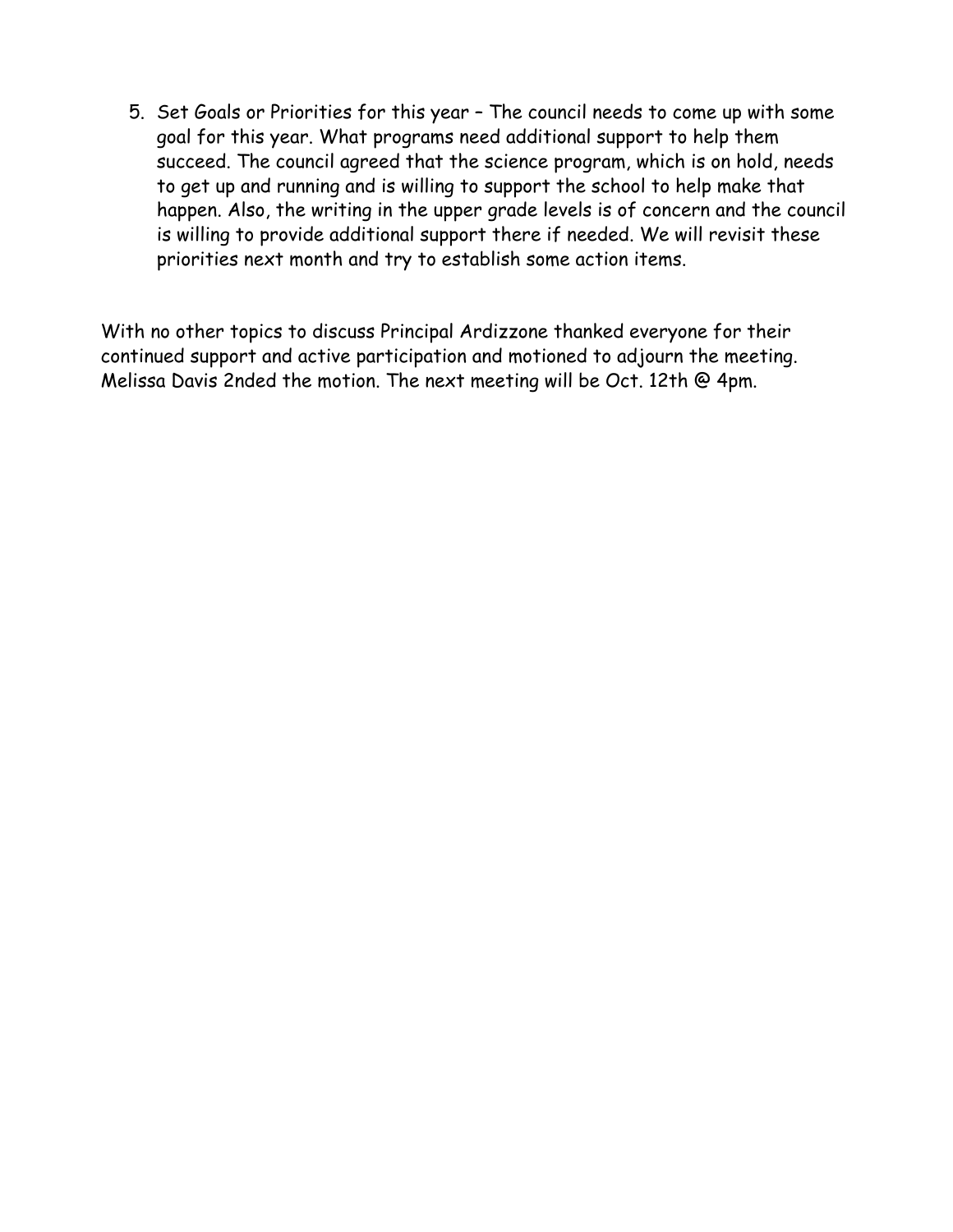5. Set Goals or Priorities for this year – The council needs to come up with some goal for this year. What programs need additional support to help them succeed. The council agreed that the science program, which is on hold, needs to get up and running and is willing to support the school to help make that happen. Also, the writing in the upper grade levels is of concern and the council is willing to provide additional support there if needed. We will revisit these priorities next month and try to establish some action items.

With no other topics to discuss Principal Ardizzone thanked everyone for their continued support and active participation and motioned to adjourn the meeting. Melissa Davis 2nded the motion. The next meeting will be Oct. 12th @ 4pm.